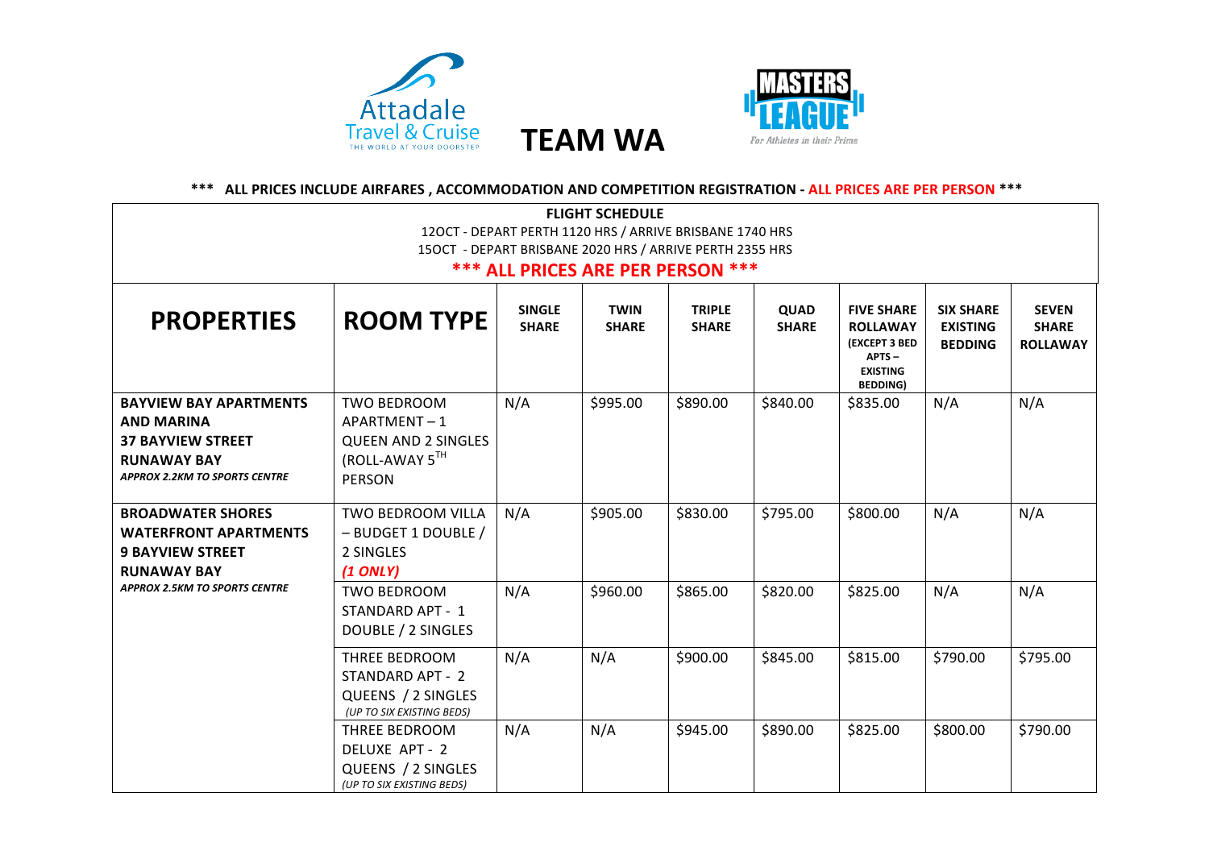# TEAM WA

Attadale Travel & Cruise — THE WORLD AT YOUR DOORSTEP

MASTERS LEAGUE — For Athletes in their Prime

**\*\*\* ALL PRICES INCLUDE AIRFARES , ACCOMMODATION AND COMPETITION REGISTRATION - ALL PRICES ARE PER PERSON \*\*\***

**FLIGHT SCHEDULE**

12OCT - DEPART PERTH 1120 HRS / ARRIVE BRISBANE 1740 HRS

15OCT - DEPART BRISBANE 2020 HRS / ARRIVE PERTH 2355 HRS

**\*\*\* ALL PRICES ARE PER PERSON \*\*\***

| PROPERTIES | ROOM TYPE | SINGLE SHARE | TWIN SHARE | TRIPLE SHARE | QUAD SHARE | FIVE SHARE ROLLAWAY (EXCEPT 3 BED APTS – EXISTING BEDDING) | SIX SHARE EXISTING BEDDING | SEVEN SHARE ROLLAWAY |
|---|---|---|---|---|---|---|---|---|
| **BAYVIEW BAY APARTMENTS AND MARINA 37 BAYVIEW STREET RUNAWAY BAY** ***APPROX 2.2KM TO SPORTS CENTRE*** | TWO BEDROOM APARTMENT – 1 QUEEN AND 2 SINGLES (ROLL-AWAY 5TH PERSON | N/A | $995.00 | $890.00 | $840.00 | $835.00 | N/A | N/A |
| **BROADWATER SHORES WATERFRONT APARTMENTS 9 BAYVIEW STREET RUNAWAY BAY** ***APPROX 2.5KM TO SPORTS CENTRE*** | TWO BEDROOM VILLA – BUDGET 1 DOUBLE / 2 SINGLES ***(1 ONLY)*** | N/A | $905.00 | $830.00 | $795.00 | $800.00 | N/A | N/A |
| | TWO BEDROOM STANDARD APT - 1 DOUBLE / 2 SINGLES | N/A | $960.00 | $865.00 | $820.00 | $825.00 | N/A | N/A |
| | THREE BEDROOM STANDARD APT - 2 QUEENS / 2 SINGLES *(UP TO SIX EXISTING BEDS)* | N/A | N/A | $900.00 | $845.00 | $815.00 | $790.00 | $795.00 |
| | THREE BEDROOM DELUXE APT - 2 QUEENS / 2 SINGLES *(UP TO SIX EXISTING BEDS)* | N/A | N/A | $945.00 | $890.00 | $825.00 | $800.00 | $790.00 |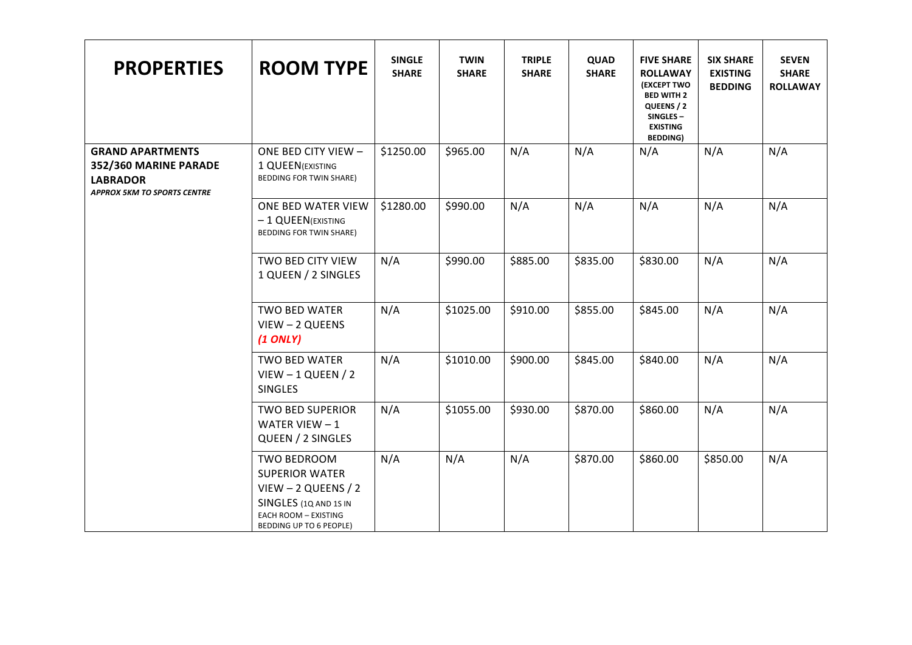| PROPERTIES | ROOM TYPE | SINGLE SHARE | TWIN SHARE | TRIPLE SHARE | QUAD SHARE | FIVE SHARE ROLLAWAY (EXCEPT TWO BED WITH 2 QUEENS / 2 SINGLES – EXISTING BEDDING) | SIX SHARE EXISTING BEDDING | SEVEN SHARE ROLLAWAY |
|---|---|---|---|---|---|---|---|---|
| **GRAND APARTMENTS 352/360 MARINE PARADE LABRADOR** ***APPROX 5KM TO SPORTS CENTRE*** | ONE BED CITY VIEW – 1 QUEEN(EXISTING BEDDING FOR TWIN SHARE) | $1250.00 | $965.00 | N/A | N/A | N/A | N/A | N/A |
| | ONE BED WATER VIEW – 1 QUEEN(EXISTING BEDDING FOR TWIN SHARE) | $1280.00 | $990.00 | N/A | N/A | N/A | N/A | N/A |
| | TWO BED CITY VIEW 1 QUEEN / 2 SINGLES | N/A | $990.00 | $885.00 | $835.00 | $830.00 | N/A | N/A |
| | TWO BED WATER VIEW – 2 QUEENS ***(1 ONLY)*** | N/A | $1025.00 | $910.00 | $855.00 | $845.00 | N/A | N/A |
| | TWO BED WATER VIEW – 1 QUEEN / 2 SINGLES | N/A | $1010.00 | $900.00 | $845.00 | $840.00 | N/A | N/A |
| | TWO BED SUPERIOR WATER VIEW – 1 QUEEN / 2 SINGLES | N/A | $1055.00 | $930.00 | $870.00 | $860.00 | N/A | N/A |
| | TWO BEDROOM SUPERIOR WATER VIEW – 2 QUEENS / 2 SINGLES (1Q AND 1S IN EACH ROOM – EXISTING BEDDING UP TO 6 PEOPLE) | N/A | N/A | N/A | $870.00 | $860.00 | $850.00 | N/A |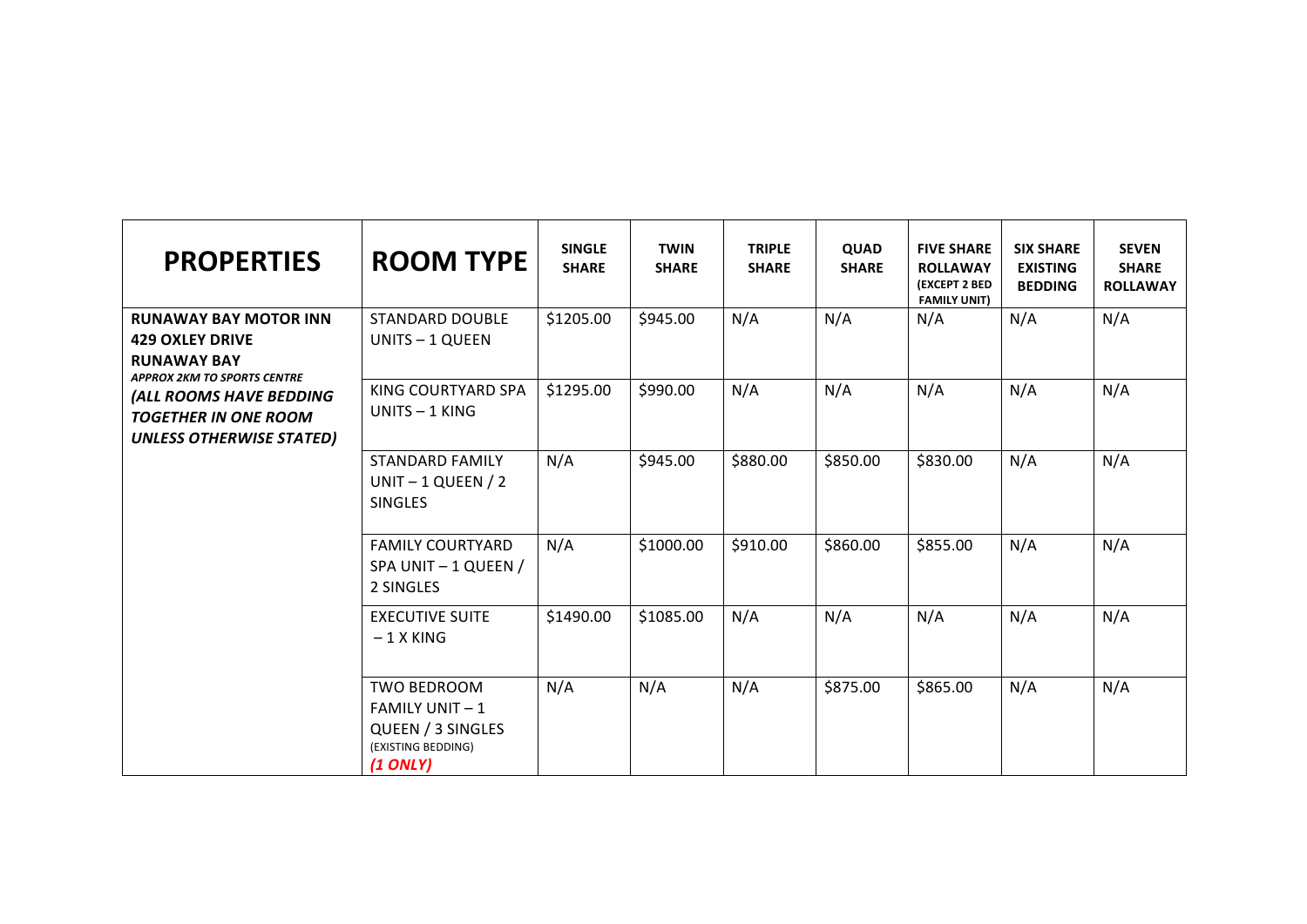| PROPERTIES | ROOM TYPE | SINGLE SHARE | TWIN SHARE | TRIPLE SHARE | QUAD SHARE | FIVE SHARE ROLLAWAY (EXCEPT 2 BED FAMILY UNIT) | SIX SHARE EXISTING BEDDING | SEVEN SHARE ROLLAWAY |
|---|---|---|---|---|---|---|---|---|
| **RUNAWAY BAY MOTOR INN 429 OXLEY DRIVE RUNAWAY BAY** ***APPROX 2KM TO SPORTS CENTRE*** ***(ALL ROOMS HAVE BEDDING TOGETHER IN ONE ROOM UNLESS OTHERWISE STATED)*** | STANDARD DOUBLE UNITS – 1 QUEEN | $1205.00 | $945.00 | N/A | N/A | N/A | N/A | N/A |
| | KING COURTYARD SPA UNITS – 1 KING | $1295.00 | $990.00 | N/A | N/A | N/A | N/A | N/A |
| | STANDARD FAMILY UNIT – 1 QUEEN / 2 SINGLES | N/A | $945.00 | $880.00 | $850.00 | $830.00 | N/A | N/A |
| | FAMILY COURTYARD SPA UNIT – 1 QUEEN / 2 SINGLES | N/A | $1000.00 | $910.00 | $860.00 | $855.00 | N/A | N/A |
| | EXECUTIVE SUITE – 1 X KING | $1490.00 | $1085.00 | N/A | N/A | N/A | N/A | N/A |
| | TWO BEDROOM FAMILY UNIT – 1 QUEEN / 3 SINGLES (EXISTING BEDDING) ***(1 ONLY)*** | N/A | N/A | N/A | $875.00 | $865.00 | N/A | N/A |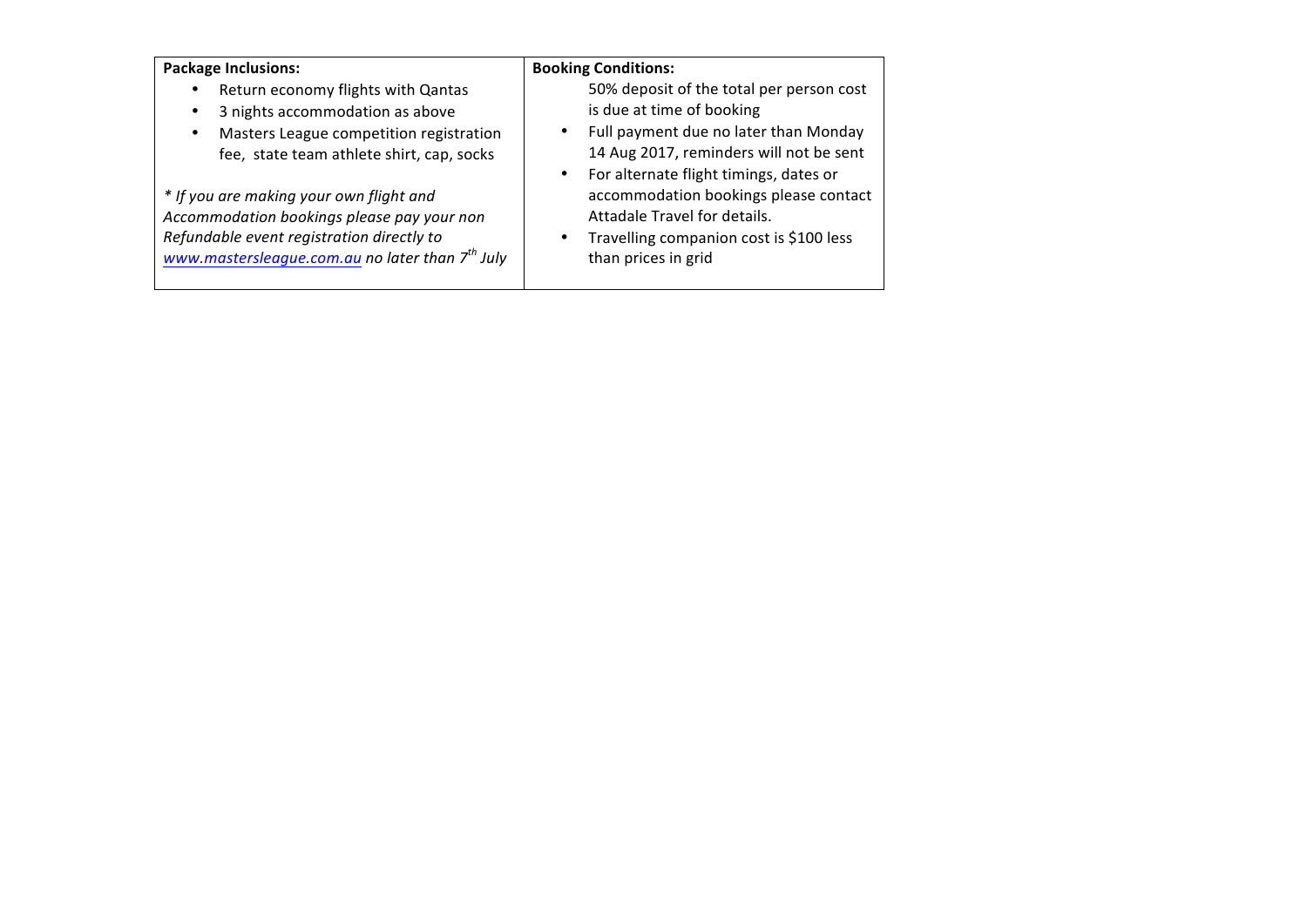| **Package Inclusions:** | **Booking Conditions:** |
| --- | --- |
| • Return economy flights with Qantas<br>• 3 nights accommodation as above<br>• Masters League competition registration fee, state team athlete shirt, cap, socks<br><br>*\* If you are making your own flight and Accommodation bookings please pay your non Refundable event registration directly to [www.mastersleague.com.au](http://www.mastersleague.com.au) no later than 7th July* | 50% deposit of the total per person cost is due at time of booking<br>• Full payment due no later than Monday 14 Aug 2017, reminders will not be sent<br>• For alternate flight timings, dates or accommodation bookings please contact Attadale Travel for details.<br>• Travelling companion cost is $100 less than prices in grid |